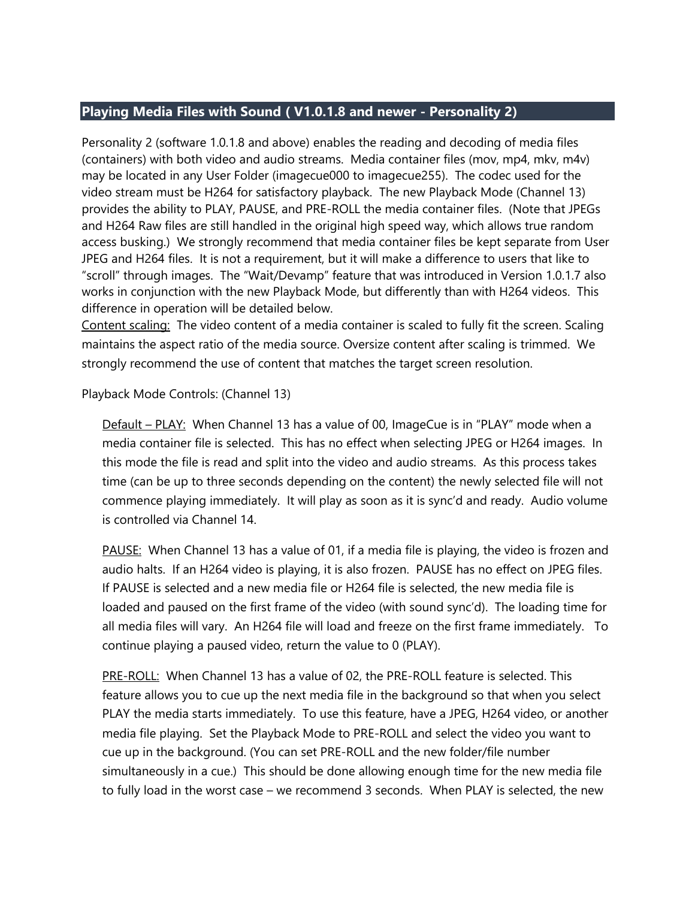## Playing Media Files with Sound ( V1.0.1.8 and newer - Personality 2)

Personality 2 (software 1.0.1.8 and above) enables the reading and decoding of media files (containers) with both video and audio streams. Media container files (mov, mp4, mkv, m4v) may be located in any User Folder (imagecue000 to imagecue255). The codec used for the video stream must be H264 for satisfactory playback. The new Playback Mode (Channel 13) provides the ability to PLAY, PAUSE, and PRE-ROLL the media container files. (Note that JPEGs and H264 Raw files are still handled in the original high speed way, which allows true random access busking.) We strongly recommend that media container files be kept separate from User JPEG and H264 files. It is not a requirement, but it will make a difference to users that like to "scroll" through images. The "Wait/Devamp" feature that was introduced in Version 1.0.1.7 also works in conjunction with the new Playback Mode, but differently than with H264 videos. This difference in operation will be detailed below.

<u>Content scaling:</u> The video content of a media container is scaled to fully fit the screen. Scaling maintains the aspect ratio of the media source. Oversize content after scaling is trimmed. We strongly recommend the use of content that matches the target screen resolution.

Playback Mode Controls: (Channel 13)

<u>Default – PLAY:</u> When Channel 13 has a value of 00, ImageCue is in "PLAY" mode when a media container file is selected. This has no effect when selecting JPEG or H264 images. In this mode the file is read and split into the video and audio streams. As this process takes time (can be up to three seconds depending on the content) the newly selected file will not commence playing immediately. It will play as soon as it is sync'd and ready. Audio volume is controlled via Channel 14.

<u>PAUSE:</u> When Channel 13 has a value of 01, if a media file is playing, the video is frozen and audio halts. If an H264 video is playing, it is also frozen. PAUSE has no effect on JPEG files. If PAUSE is selected and a new media file or H264 file is selected, the new media file is loaded and paused on the first frame of the video (with sound sync'd). The loading time for all media files will vary. An H264 file will load and freeze on the first frame immediately. To continue playing a paused video, return the value to 0 (PLAY).

<u>PRE-ROLL:</u> When Channel 13 has a value of 02, the PRE-ROLL feature is selected. This feature allows you to cue up the next media file in the background so that when you select PLAY the media starts immediately. To use this feature, have a JPEG, H264 video, or another media file playing. Set the Playback Mode to PRE-ROLL and select the video you want to cue up in the background. (You can set PRE-ROLL and the new folder/file number simultaneously in a cue.) This should be done allowing enough time for the new media file to fully load in the worst case – we recommend 3 seconds. When PLAY is selected, the new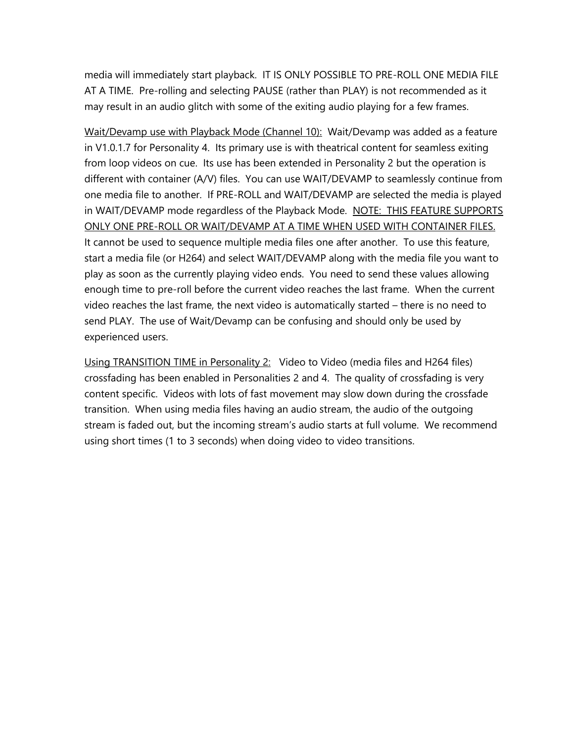media will immediately start playback. IT IS ONLY POSSIBLE TO PRE-ROLL ONE MEDIA FILE AT A TIME. Pre-rolling and selecting PAUSE (rather than PLAY) is not recommended as it may result in an audio glitch with some of the exiting audio playing for a few frames.

<u>Wait/Devamp use with Playback Mode (Channel 10):</u> Wait/Devamp was added as a feature in V1.0.1.7 for Personality 4. Its primary use is with theatrical content for seamless exiting from loop videos on cue. Its use has been extended in Personality 2 but the operation is different with container (A/V) files. You can use WAIT/DEVAMP to seamlessly continue from one media file to another. If PRE-ROLL and WAIT/DEVAMP are selected the media is played in WAIT/DEVAMP mode regardless of the Playback Mode. <u>NOTE: THIS FEATURE SUPPORTS ONLY ONE PRE-ROLL OR WAIT/DEVAMP AT A TIME WHEN USED WITH CONTAINER FILES.</u> It cannot be used to sequence multiple media files one after another. To use this feature, start a media file (or H264) and select WAIT/DEVAMP along with the media file you want to play as soon as the currently playing video ends. You need to send these values allowing enough time to pre-roll before the current video reaches the last frame. When the current video reaches the last frame, the next video is automatically started – there is no need to send PLAY. The use of Wait/Devamp can be confusing and should only be used by experienced users.

<u>Using TRANSITION TIME in Personality 2:</u> Video to Video (media files and H264 files) crossfading has been enabled in Personalities 2 and 4. The quality of crossfading is very content specific. Videos with lots of fast movement may slow down during the crossfade transition. When using media files having an audio stream, the audio of the outgoing stream is faded out, but the incoming stream's audio starts at full volume. We recommend using short times (1 to 3 seconds) when doing video to video transitions.